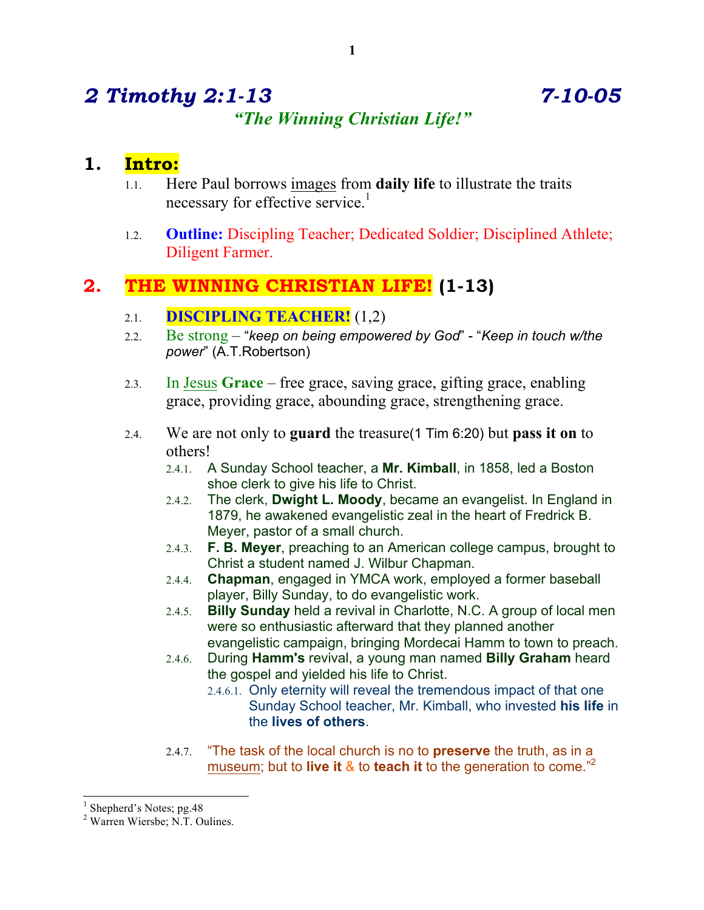# *2 Timothy 2:1-13* *7-10-05*

### *"The Winning Christian Life!"*

## 1. Intro:

1.1. Here Paul borrows images from **daily life** to illustrate the traits necessary for effective service.[1]

1.2. **Outline:** Discipling Teacher; Dedicated Soldier; Disciplined Athlete; Diligent Farmer.

## 2. THE WINNING CHRISTIAN LIFE! (1-13)

2.1. **DISCIPLING TEACHER!** (1,2)

2.2. Be strong – "*keep on being empowered by God*" - "*Keep in touch w/the power*" (A.T.Robertson)

2.3. In Jesus **Grace** – free grace, saving grace, gifting grace, enabling grace, providing grace, abounding grace, strengthening grace.

2.4. We are not only to **guard** the treasure(1 Tim 6:20) but **pass it on** to others!

2.4.1. A Sunday School teacher, a **Mr. Kimball**, in 1858, led a Boston shoe clerk to give his life to Christ.

2.4.2. The clerk, **Dwight L. Moody**, became an evangelist. In England in 1879, he awakened evangelistic zeal in the heart of Fredrick B. Meyer, pastor of a small church.

2.4.3. **F. B. Meyer**, preaching to an American college campus, brought to Christ a student named J. Wilbur Chapman.

2.4.4. **Chapman**, engaged in YMCA work, employed a former baseball player, Billy Sunday, to do evangelistic work.

2.4.5. **Billy Sunday** held a revival in Charlotte, N.C. A group of local men were so enthusiastic afterward that they planned another evangelistic campaign, bringing Mordecai Hamm to town to preach.

2.4.6. During **Hamm's** revival, a young man named **Billy Graham** heard the gospel and yielded his life to Christ.

2.4.6.1. Only eternity will reveal the tremendous impact of that one Sunday School teacher, Mr. Kimball, who invested **his life** in the **lives of others**.

2.4.7. "The task of the local church is no to **preserve** the truth, as in a museum; but to **live it** & to **teach it** to the generation to come."[2]

---

[1] Shepherd's Notes; pg.48

[2] Warren Wiersbe; N.T. Oulines.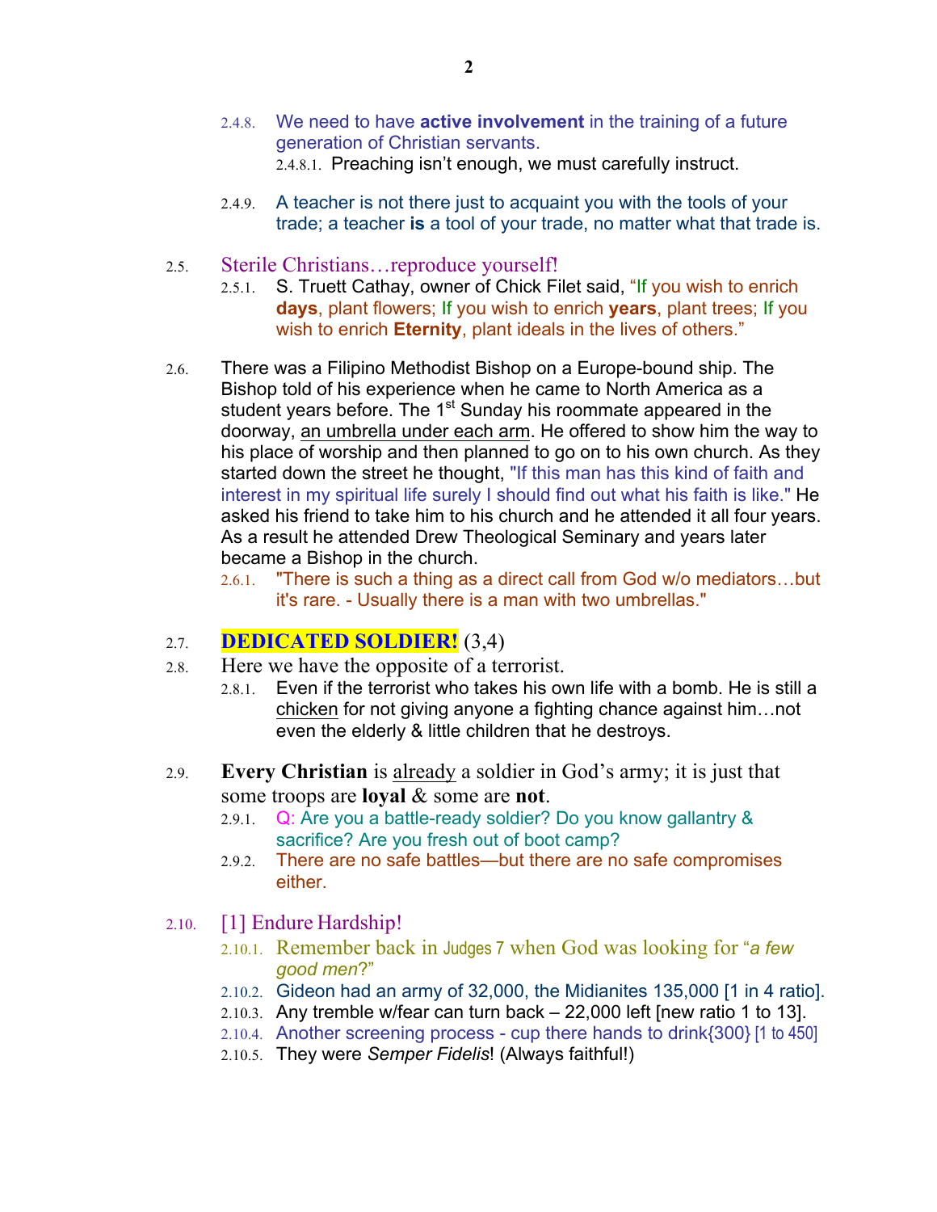2.4.8. We need to have **active involvement** in the training of a future generation of Christian servants.

2.4.8.1. Preaching isn't enough, we must carefully instruct.

2.4.9. A teacher is not there just to acquaint you with the tools of your trade; a teacher **is** a tool of your trade, no matter what that trade is.

2.5. Sterile Christians…reproduce yourself!

2.5.1. S. Truett Cathay, owner of Chick Filet said, "If you wish to enrich **days**, plant flowers; If you wish to enrich **years**, plant trees; If you wish to enrich **Eternity**, plant ideals in the lives of others."

2.6. There was a Filipino Methodist Bishop on a Europe-bound ship. The Bishop told of his experience when he came to North America as a student years before. The 1st Sunday his roommate appeared in the doorway, an umbrella under each arm. He offered to show him the way to his place of worship and then planned to go on to his own church. As they started down the street he thought, "If this man has this kind of faith and interest in my spiritual life surely I should find out what his faith is like." He asked his friend to take him to his church and he attended it all four years. As a result he attended Drew Theological Seminary and years later became a Bishop in the church.

2.6.1. "There is such a thing as a direct call from God w/o mediators…but it's rare. - Usually there is a man with two umbrellas."

2.7. **DEDICATED SOLDIER!** (3,4)

2.8. Here we have the opposite of a terrorist.

2.8.1. Even if the terrorist who takes his own life with a bomb. He is still a chicken for not giving anyone a fighting chance against him…not even the elderly & little children that he destroys.

2.9. **Every Christian** is already a soldier in God's army; it is just that some troops are **loyal** & some are **not**.

2.9.1. Q: Are you a battle-ready soldier? Do you know gallantry & sacrifice? Are you fresh out of boot camp?

2.9.2. There are no safe battles—but there are no safe compromises either.

2.10. [1] Endure Hardship!

2.10.1. Remember back in Judges 7 when God was looking for "*a few good men*?"

2.10.2. Gideon had an army of 32,000, the Midianites 135,000 [1 in 4 ratio].

2.10.3. Any tremble w/fear can turn back – 22,000 left [new ratio 1 to 13].

2.10.4. Another screening process - cup there hands to drink{300} [1 to 450]

2.10.5. They were *Semper Fidelis*! (Always faithful!)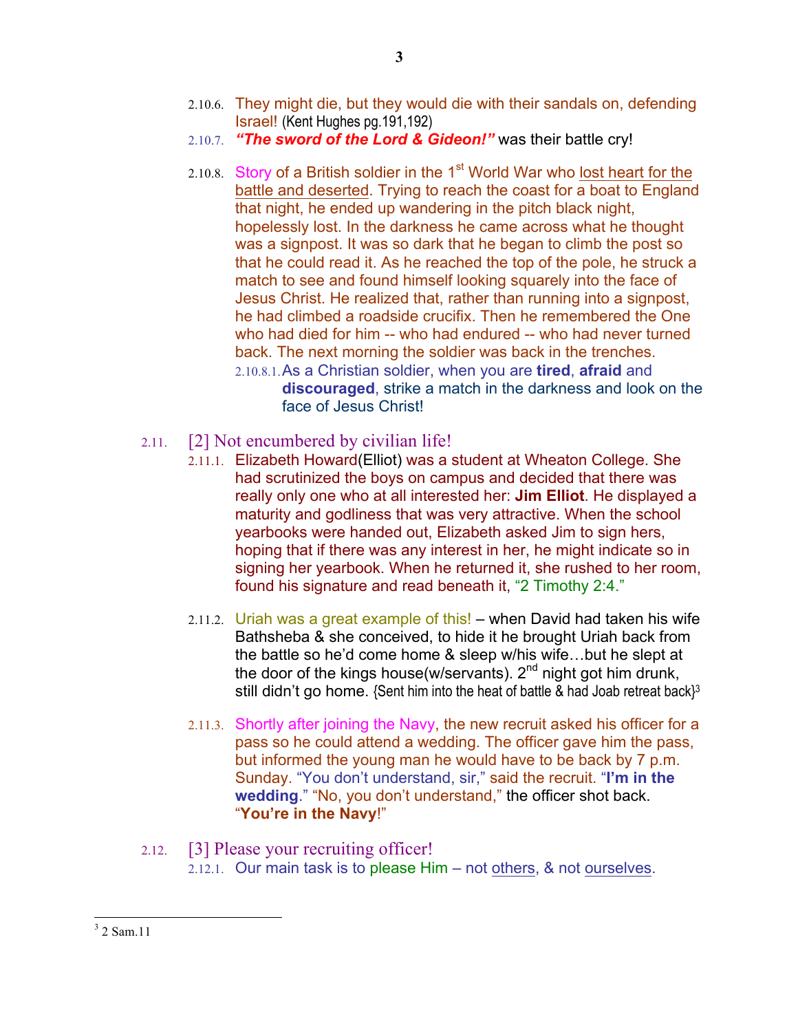2.10.6. They might die, but they would die with their sandals on, defending Israel! (Kent Hughes pg.191,192)

2.10.7. ***"The sword of the Lord & Gideon!"*** was their battle cry!

2.10.8. Story of a British soldier in the 1st World War who lost heart for the battle and deserted. Trying to reach the coast for a boat to England that night, he ended up wandering in the pitch black night, hopelessly lost. In the darkness he came across what he thought was a signpost. It was so dark that he began to climb the post so that he could read it. As he reached the top of the pole, he struck a match to see and found himself looking squarely into the face of Jesus Christ. He realized that, rather than running into a signpost, he had climbed a roadside crucifix. Then he remembered the One who had died for him -- who had endured -- who had never turned back. The next morning the soldier was back in the trenches.

2.10.8.1. As a Christian soldier, when you are **tired**, **afraid** and **discouraged**, strike a match in the darkness and look on the face of Jesus Christ!

## 2.11. [2] Not encumbered by civilian life!

2.11.1. Elizabeth Howard(Elliot) was a student at Wheaton College. She had scrutinized the boys on campus and decided that there was really only one who at all interested her: **Jim Elliot**. He displayed a maturity and godliness that was very attractive. When the school yearbooks were handed out, Elizabeth asked Jim to sign hers, hoping that if there was any interest in her, he might indicate so in signing her yearbook. When he returned it, she rushed to her room, found his signature and read beneath it, "2 Timothy 2:4."

2.11.2. Uriah was a great example of this! – when David had taken his wife Bathsheba & she conceived, to hide it he brought Uriah back from the battle so he'd come home & sleep w/his wife…but he slept at the door of the kings house(w/servants). 2nd night got him drunk, still didn't go home. {Sent him into the heat of battle & had Joab retreat back}[3]

2.11.3. Shortly after joining the Navy, the new recruit asked his officer for a pass so he could attend a wedding. The officer gave him the pass, but informed the young man he would have to be back by 7 p.m. Sunday. "You don't understand, sir," said the recruit. "**I'm in the wedding**." "No, you don't understand," the officer shot back. "**You're in the Navy**!"

## 2.12. [3] Please your recruiting officer!

2.12.1. Our main task is to please Him – not others, & not ourselves.

---

[3] 2 Sam.11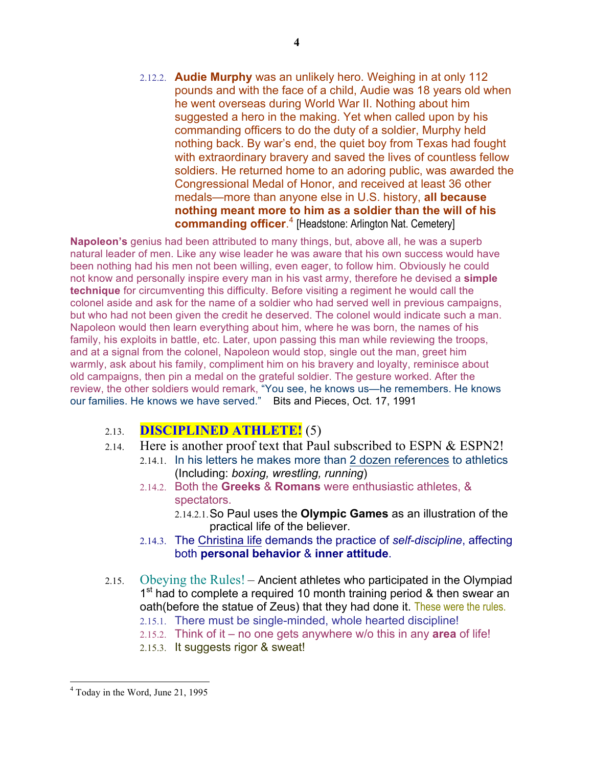2.12.2. **Audie Murphy** was an unlikely hero. Weighing in at only 112 pounds and with the face of a child, Audie was 18 years old when he went overseas during World War II. Nothing about him suggested a hero in the making. Yet when called upon by his commanding officers to do the duty of a soldier, Murphy held nothing back. By war's end, the quiet boy from Texas had fought with extraordinary bravery and saved the lives of countless fellow soldiers. He returned home to an adoring public, was awarded the Congressional Medal of Honor, and received at least 36 other medals—more than anyone else in U.S. history, **all because nothing meant more to him as a soldier than the will of his commanding officer**.[4] [Headstone: Arlington Nat. Cemetery]

**Napoleon's** genius had been attributed to many things, but, above all, he was a superb natural leader of men. Like any wise leader he was aware that his own success would have been nothing had his men not been willing, even eager, to follow him. Obviously he could not know and personally inspire every man in his vast army, therefore he devised a **simple technique** for circumventing this difficulty. Before visiting a regiment he would call the colonel aside and ask for the name of a soldier who had served well in previous campaigns, but who had not been given the credit he deserved. The colonel would indicate such a man. Napoleon would then learn everything about him, where he was born, the names of his family, his exploits in battle, etc. Later, upon passing this man while reviewing the troops, and at a signal from the colonel, Napoleon would stop, single out the man, greet him warmly, ask about his family, compliment him on his bravery and loyalty, reminisce about old campaigns, then pin a medal on the grateful soldier. The gesture worked. After the review, the other soldiers would remark, "You see, he knows us—he remembers. He knows our families. He knows we have served." Bits and Pieces, Oct. 17, 1991

2.13. **DISCIPLINED ATHLETE!** (5)

2.14. Here is another proof text that Paul subscribed to ESPN & ESPN2!

- 2.14.1. In his letters he makes more than 2 dozen references to athletics (Including: *boxing, wrestling, running*)
- 2.14.2. Both the **Greeks** & **Romans** were enthusiastic athletes, & spectators.
  - 2.14.2.1. So Paul uses the **Olympic Games** as an illustration of the practical life of the believer.
- 2.14.3. The Christina life demands the practice of *self-discipline*, affecting both **personal behavior** & **inner attitude**.

2.15. Obeying the Rules! – Ancient athletes who participated in the Olympiad 1st had to complete a required 10 month training period & then swear an oath(before the statue of Zeus) that they had done it. These were the rules.

- 2.15.1. There must be single-minded, whole hearted discipline!
- 2.15.2. Think of it – no one gets anywhere w/o this in any **area** of life!
- 2.15.3. It suggests rigor & sweat!

[4] Today in the Word, June 21, 1995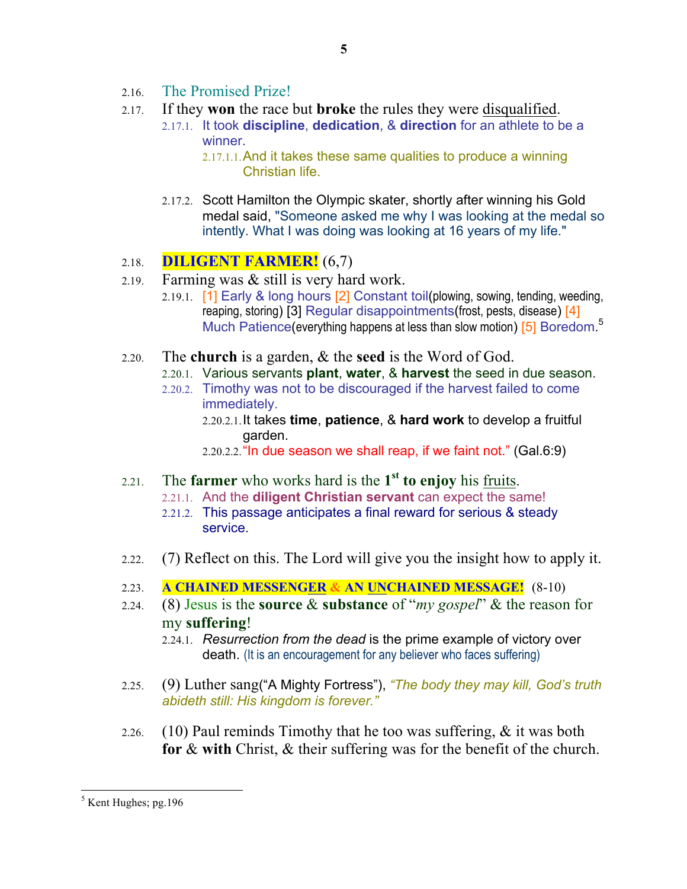2.16. The Promised Prize!

2.17. If they **won** the race but **broke** the rules they were disqualified.

- 2.17.1. It took **discipline**, **dedication**, & **direction** for an athlete to be a winner.
  - 2.17.1.1. And it takes these same qualities to produce a winning Christian life.
- 2.17.2. Scott Hamilton the Olympic skater, shortly after winning his Gold medal said, "Someone asked me why I was looking at the medal so intently. What I was doing was looking at 16 years of my life."

2.18. **DILIGENT FARMER!** (6,7)

2.19. Farming was & still is very hard work.

- 2.19.1. [1] Early & long hours [2] Constant toil(plowing, sowing, tending, weeding, reaping, storing) [3] Regular disappointments(frost, pests, disease) [4] Much Patience(everything happens at less than slow motion) [5] Boredom.[5]

2.20. The **church** is a garden, & the **seed** is the Word of God.

- 2.20.1. Various servants **plant**, **water**, & **harvest** the seed in due season.
- 2.20.2. Timothy was not to be discouraged if the harvest failed to come immediately.
  - 2.20.2.1. It takes **time**, **patience**, & **hard work** to develop a fruitful garden.
  - 2.20.2.2. "In due season we shall reap, if we faint not." (Gal.6:9)

2.21. The **farmer** who works hard is the **1st to enjoy** his fruits.

- 2.21.1. And the **diligent Christian servant** can expect the same!
- 2.21.2. This passage anticipates a final reward for serious & steady service.

2.22. (7) Reflect on this. The Lord will give you the insight how to apply it.

2.23. **A CHAINED MESSENGER & AN UNCHAINED MESSAGE!** (8-10)

2.24. (8) Jesus is the **source** & **substance** of "*my gospel*" & the reason for my **suffering**!

- 2.24.1. *Resurrection from the dead* is the prime example of victory over death. (It is an encouragement for any believer who faces suffering)

2.25. (9) Luther sang("A Mighty Fortress"), *"The body they may kill, God's truth abideth still: His kingdom is forever."*

2.26. (10) Paul reminds Timothy that he too was suffering, & it was both **for** & **with** Christ, & their suffering was for the benefit of the church.

---

[5] Kent Hughes; pg.196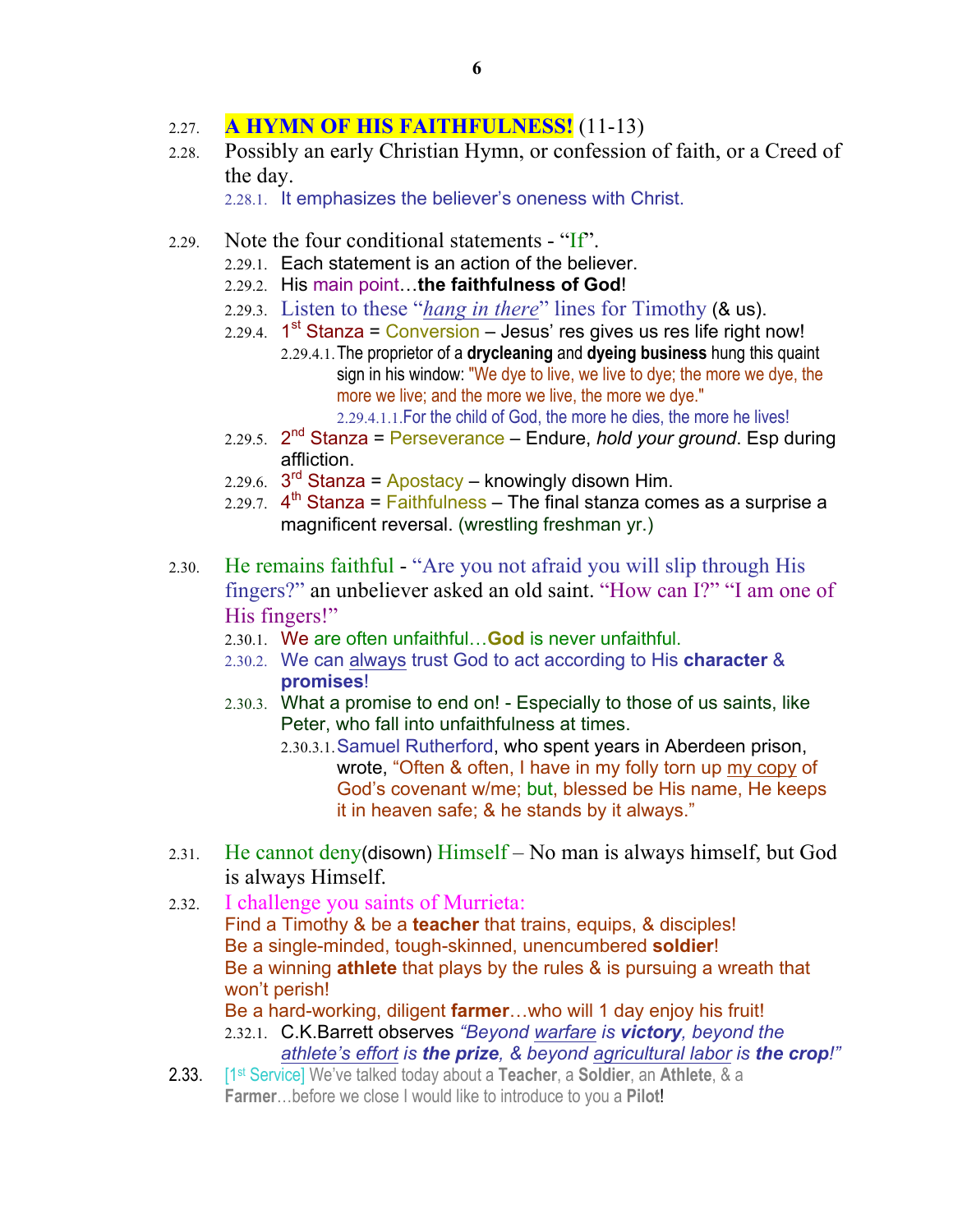2.27. **A HYMN OF HIS FAITHFULNESS!** (11-13)

2.28. Possibly an early Christian Hymn, or confession of faith, or a Creed of the day.

- 2.28.1. It emphasizes the believer's oneness with Christ.

2.29. Note the four conditional statements - "If".

- 2.29.1. Each statement is an action of the believer.
- 2.29.2. His main point…**the faithfulness of God**!
- 2.29.3. Listen to these "*hang in there*" lines for Timothy (& us).
- 2.29.4. 1st Stanza = Conversion – Jesus' res gives us res life right now!
  - 2.29.4.1. The proprietor of a **drycleaning** and **dyeing business** hung this quaint sign in his window: "We dye to live, we live to dye; the more we dye, the more we live; and the more we live, the more we dye."
    - 2.29.4.1.1. For the child of God, the more he dies, the more he lives!
- 2.29.5. 2nd Stanza = Perseverance – Endure, *hold your ground*. Esp during affliction.
- 2.29.6. 3rd Stanza = Apostacy – knowingly disown Him.
- 2.29.7. 4th Stanza = Faithfulness – The final stanza comes as a surprise a magnificent reversal. (wrestling freshman yr.)

2.30. He remains faithful - "Are you not afraid you will slip through His fingers?" an unbeliever asked an old saint. "How can I?" "I am one of His fingers!"

- 2.30.1. We are often unfaithful…**God** is never unfaithful.
- 2.30.2. We can always trust God to act according to His **character** & **promises**!
- 2.30.3. What a promise to end on! - Especially to those of us saints, like Peter, who fall into unfaithfulness at times.
  - 2.30.3.1. Samuel Rutherford, who spent years in Aberdeen prison, wrote, "Often & often, I have in my folly torn up my copy of God's covenant w/me; but, blessed be His name, He keeps it in heaven safe; & he stands by it always."

2.31. He cannot deny(disown) Himself – No man is always himself, but God is always Himself.

2.32. I challenge you saints of Murrieta:
Find a Timothy & be a **teacher** that trains, equips, & disciples!
Be a single-minded, tough-skinned, unencumbered **soldier**!
Be a winning **athlete** that plays by the rules & is pursuing a wreath that won't perish!
Be a hard-working, diligent **farmer**…who will 1 day enjoy his fruit!

- 2.32.1. C.K.Barrett observes *"Beyond warfare is **victory**, beyond the athlete's effort is **the prize**, & beyond agricultural labor is **the crop**!"*

2.33. [1st Service] We've talked today about a **Teacher**, a **Soldier**, an **Athlete**, & a **Farmer**…before we close I would like to introduce to you a **Pilot**!